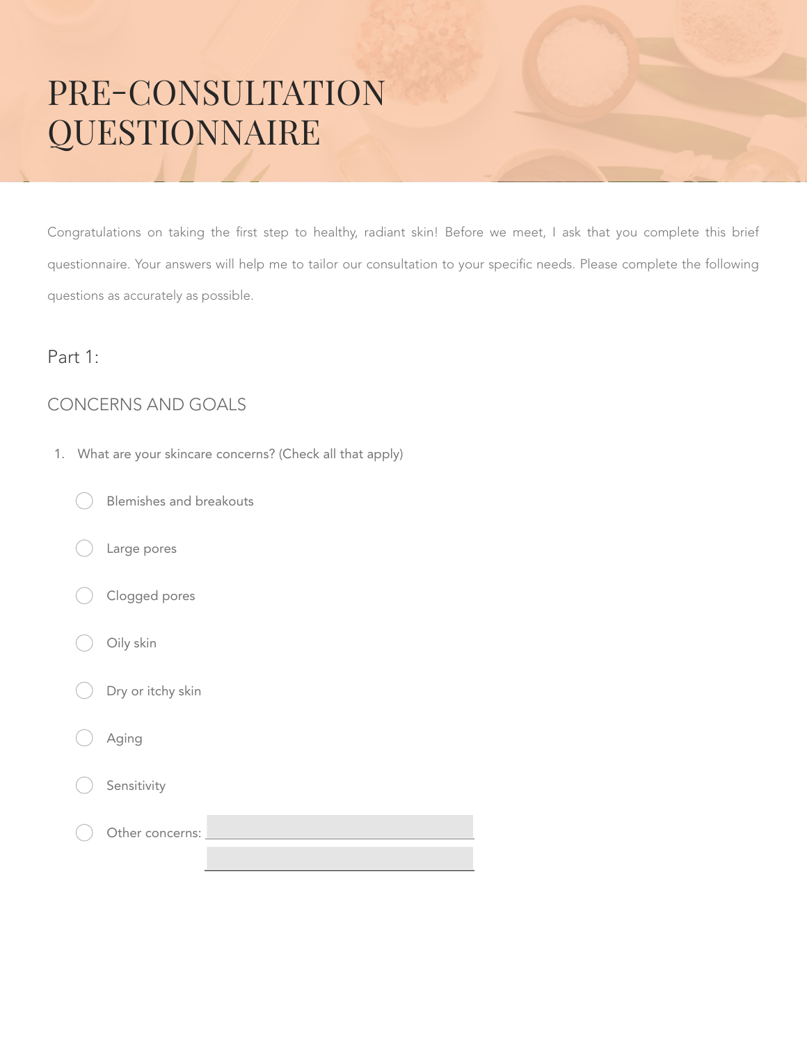# PRE-CONSULTATION QUESTIONNAIRE

Congratulations on taking the first step to healthy, radiant skin! Before we meet, I ask that you complete this brief questionnaire. Your answers will help me to tailor our consultation to your specific needs. Please complete the following questions as accurately as possible.

## Part 1:

### CONCERNS AND GOALS

1. What are your skincare concerns? (Check all that apply)

- ◯ Blemishes and breakouts
- ◯ Large pores
- ◯ Clogged pores
- ◯ Oily skin
- ◯ Dry or itchy skin
- ◯ Aging
- ◯ Sensitivity
- ◯ Other concerns: ____________________

  ____________________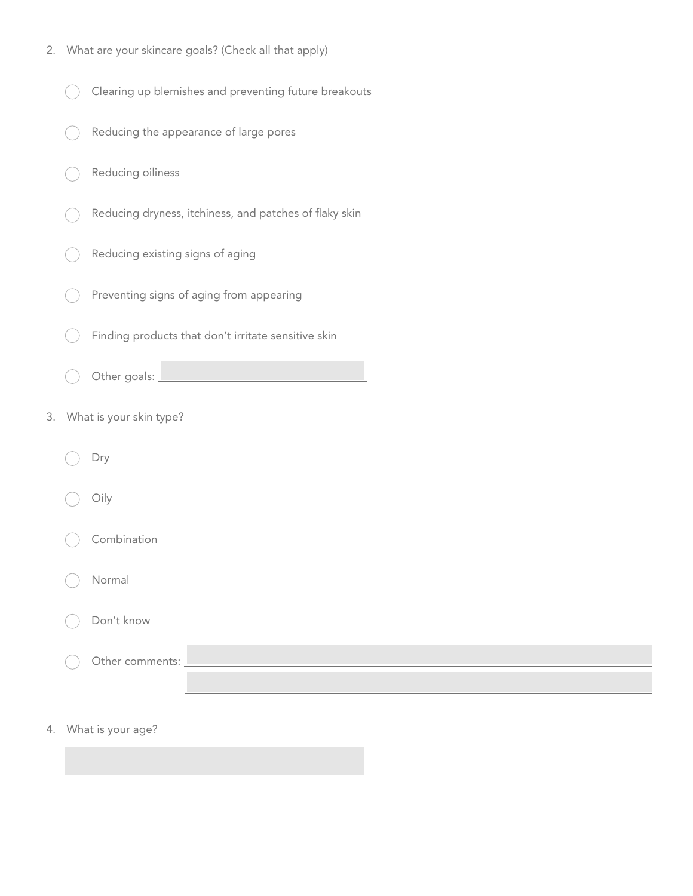2. What are your skincare goals? (Check all that apply)

   - ◯ Clearing up blemishes and preventing future breakouts
   - ◯ Reducing the appearance of large pores
   - ◯ Reducing oiliness
   - ◯ Reducing dryness, itchiness, and patches of flaky skin
   - ◯ Reducing existing signs of aging
   - ◯ Preventing signs of aging from appearing
   - ◯ Finding products that don't irritate sensitive skin
   - ◯ Other goals: ______________________

3. What is your skin type?

   - ◯ Dry
   - ◯ Oily
   - ◯ Combination
   - ◯ Normal
   - ◯ Don't know
   - ◯ Other comments: ______________________

4. What is your age?

   ______________________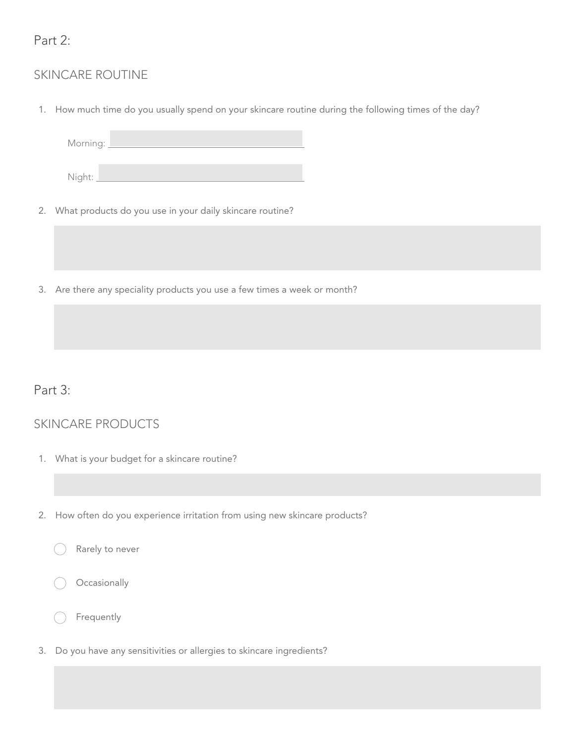## Part 2:

### SKINCARE ROUTINE

1. How much time do you usually spend on your skincare routine during the following times of the day?

   Morning: ______________________

   Night: ______________________

2. What products do you use in your daily skincare routine?

3. Are there any speciality products you use a few times a week or month?

## Part 3:

### SKINCARE PRODUCTS

1. What is your budget for a skincare routine?

2. How often do you experience irritation from using new skincare products?

   - ○ Rarely to never
   - ○ Occasionally
   - ○ Frequently

3. Do you have any sensitivities or allergies to skincare ingredients?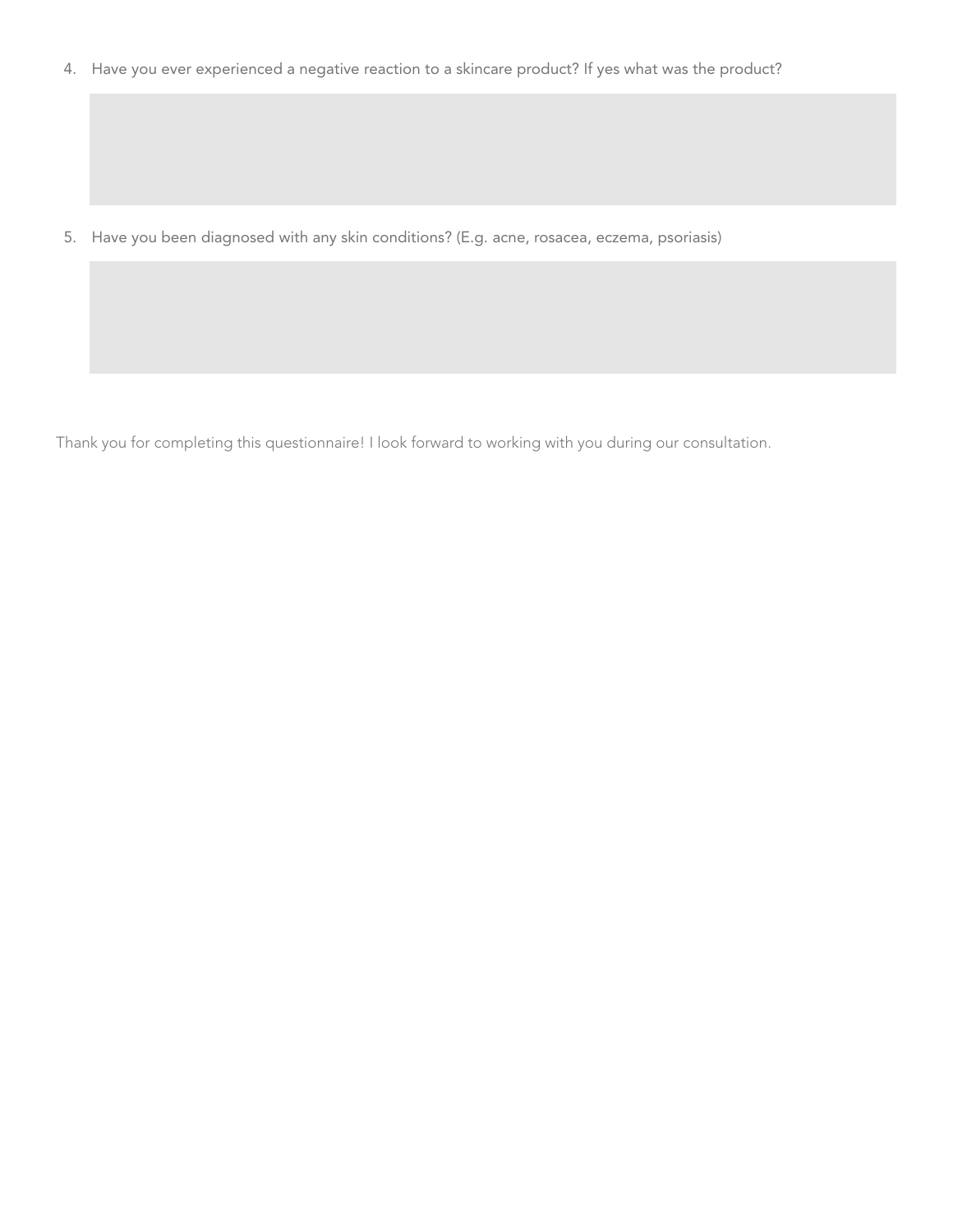4. Have you ever experienced a negative reaction to a skincare product? If yes what was the product?

5. Have you been diagnosed with any skin conditions? (E.g. acne, rosacea, eczema, psoriasis)

Thank you for completing this questionnaire! I look forward to working with you during our consultation.